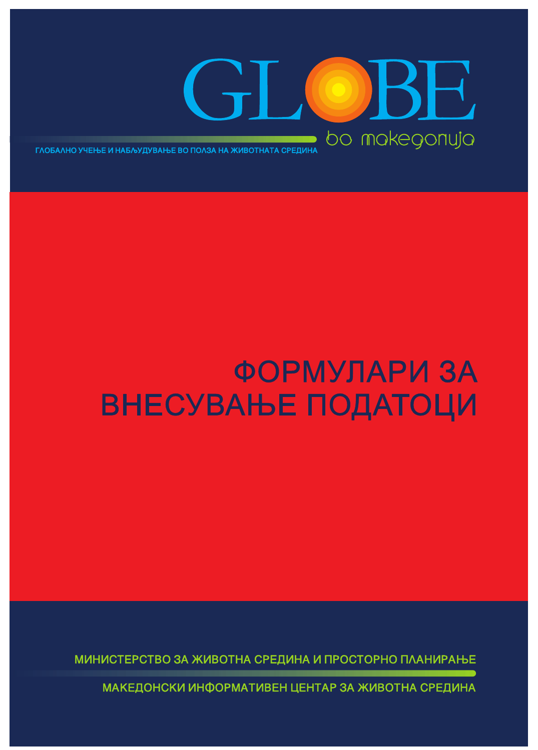GLOBE

ГЛОБАЛНО УЧЕЊЕ И НАБЉУДУВАЊЕ ВО ПОЛЗА НА ЖИВОТНАТА СРЕДИНА

во македонија

# ФОРМУЛАРИ ЗА ВНЕСУВАЊЕ ПОДАТОЦИ

МИНИСТЕРСТВО ЗА ЖИВОТНА СРЕДИНА И ПРОСТОРНО ПЛАНИРАЊЕ

МАКЕДОНСКИ ИНФОРМАТИВЕН ЦЕНТАР ЗА ЖИВОТНА СРЕДИНА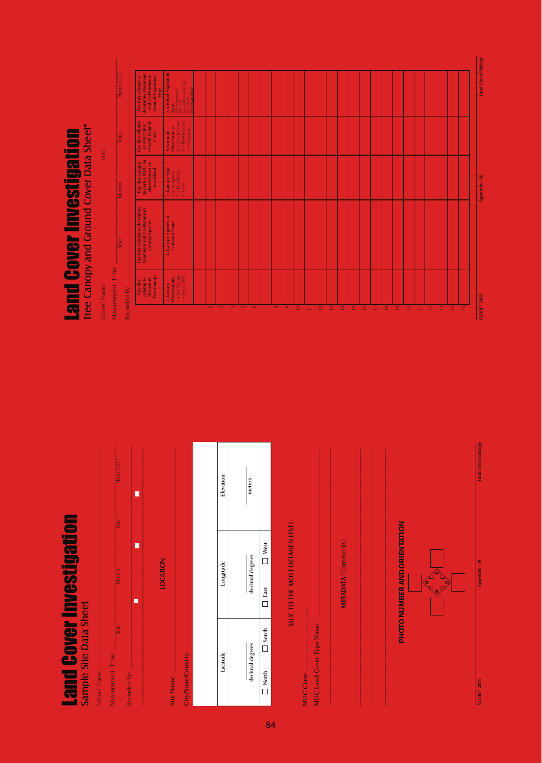# Land Cover Investigation

## Sample Site Data Sheet

School Name: ______________________

Measurement Time: Year ______ Month ______ Day ______ Hour (UT) ______

Recorded By: ______________________

### LOCATION

Site Name: ______________________

City/State/Country: ______________________

| Latitude | Longitude | Elevation |
|---|---|---|
| ______ decimal degrees | ______ decimal degrees | ______ meters |
| ☐ North ☐ South | ☐ East ☐ West | |

### MUC TO THE MOST DETAILED LEVEL

MUC Class: ___ ___ ___ ___

MUC Land Cover Type Name: ______________________

### METADATA (Comments)

______________________

### PHOTO NUMBER AND ORIENTATION

☐ N ☐ E ☐ S ☐ W

# Land Cover Investigation

## Tree Canopy and Ground Cover Data Sheet*

School Name: ______________________ Site: ______________________

Measurement Time: Year ______ Month ______ Day ______ Hour (UT) ______

Recorded By: ______________________

| | Use this column to determine Tree Canopy | Use this column to determine Dominant and Co-Dominant Canopy Species | Use this column to derive MUC for closed forest or woodland | Use this column to determine Overall Ground Cover | Use this column to determine Dominant and Co-Dominant Ground Vegetation Type |
|---|---|---|---|---|---|
| | 1. Canopy Observations<br>+ = Tree Canopy<br>- = Sky or Shrub | 2. Canopy Species or Common Name | 3. Canopy Type<br>E = Evergreen<br>D = Deciduous<br>- = Sky | 4. Ground Observations<br>G = Green Cover<br>B = Brown Cover<br>- = No Cover | 5. Ground Vegetation Type<br>GR = Graminoid<br>FB = Forb<br>OG = Other Green Veg.<br>SB = Shrub<br>DS = Dwarf Shrub |
| 1 | | | | | |
| 2 | | | | | |
| 3 | | | | | |
| 4 | | | | | |
| 5 | | | | | |
| 6 | | | | | |
| 7 | | | | | |
| 8 | | | | | |
| 9 | | | | | |
| 10 | | | | | |
| 11 | | | | | |
| 12 | | | | | |
| 13 | | | | | |
| 14 | | | | | |
| 15 | | | | | |
| 16 | | | | | |
| 17 | | | | | |
| 18 | | | | | |
| 19 | | | | | |
| 20 | | | | | |
| 21 | | | | | |
| 22 | | | | | |
| 23 | | | | | |
| 24 | | | | | |
| 25 | | | | | |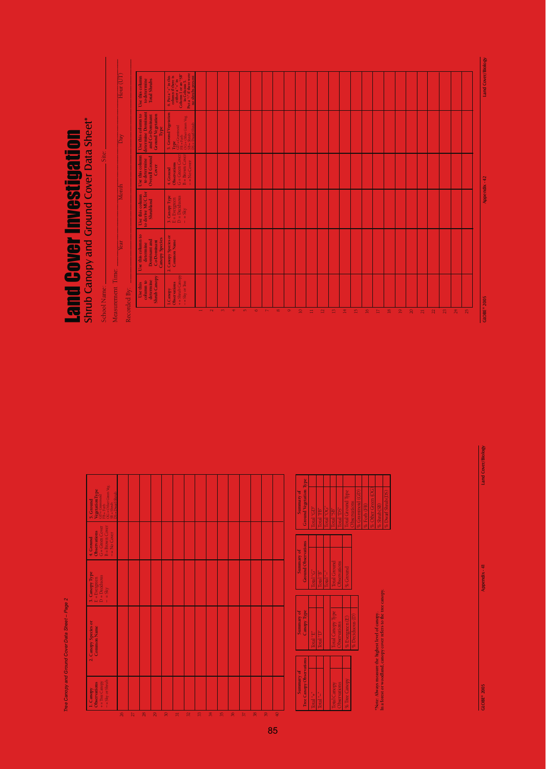*Tree Canopy and Ground Cover Data Sheet - Page 2*

| | 1. Canopy Observations + = Tree Canopy – = Sky or Shrub | 2. Canopy Species or Common Name | 3. Canopy Type E = Evergreen D = Deciduous – = Sky | 4. Ground Observations G = Green Cover B = Brown Cover – = No Cover | 5. Ground Vegetation Type GD = Graminoid FB = Forb OG = Other Green Veg. SB = Shrub DS = Dwarf Shrub |
|---|---|---|---|---|---|
| 26 | | | | | |
| 27 | | | | | |
| 28 | | | | | |
| 29 | | | | | |
| 30 | | | | | |
| 31 | | | | | |
| 32 | | | | | |
| 33 | | | | | |
| 34 | | | | | |
| 35 | | | | | |
| 36 | | | | | |
| 37 | | | | | |
| 38 | | | | | |
| 39 | | | | | |
| 40 | | | | | |

| Summary of Tree Canopy Observations | |
|---|---|
| Total "+" | |
| Total "–" | |
| Total Canopy Observations | |
| % Tree Canopy | |

| Summary of Canopy Type | |
|---|---|
| Total "E" | |
| Total "D" | |
| Total Canopy Type Observations | |
| % Evergreen (E) | |
| % Deciduous (D) | |

| Summary of Ground Observations | |
|---|---|
| Total "G" | |
| Total "B" | |
| Total "–" | |
| Total Ground Observations | |
| % Ground | |

| Summary of Ground Vegetation Type | |
|---|---|
| Total "GD" | |
| Total "FB" | |
| Total "OG" | |
| Total "SB" | |
| Total "DS" | |
| Total Ground Type Observations | |
| % Graminoid (GD) | |
| % Forb (FB) | |
| % Other Green (OG) | |
| % Shrub (SB) | |
| % Dwarf Shrub (DS) | |

*Note: Always measure the highest level of canopy.
In a forest or woodland, canopy cover refers to the tree canopy.

# Land Cover Investigation

## Shrub Canopy and Ground Cover Data Sheet*

School Name: ____________ Site: ____________

Measurement Time: Year ______ Month ______ Day ______ Hour (UT) ______

Recorded By: ____________

| | Use this column to determine Shrub Canopy | Use this column to determine Dominant and Co-Dominant Canopy Species | Use this column to derive MUC for Shrubland | Use this column to determine Overall Ground Cover | Use this column to determine Dominant and Co-Dominant Ground Vegetation Type | Use this column to determine Total Shrubs |
|---|---|---|---|---|---|---|
| | 1. Canopy Observations + = Shrub Canopy – = Sky or Tree | 2. Canopy Species or Common Name | 3. Canopy Type E = Evergreen D = Deciduous – = Sky | 4. Ground Observations G = Green Cover B = Brown Cover – = No Cover | 5. Ground Vegetation Type GD = Graminoid FB = Forb OG = Other Green Veg. SB = Shrub DS = Dwarf Shrub | 6. Put a "+" in this column if there is either a "+" in Column 1 or an "SB" in Column 5. Put a "–" if there were no shrubs present |
| 1 | | | | | | |
| 2 | | | | | | |
| 3 | | | | | | |
| 4 | | | | | | |
| 5 | | | | | | |
| 6 | | | | | | |
| 7 | | | | | | |
| 8 | | | | | | |
| 9 | | | | | | |
| 10 | | | | | | |
| 11 | | | | | | |
| 12 | | | | | | |
| 13 | | | | | | |
| 14 | | | | | | |
| 15 | | | | | | |
| 16 | | | | | | |
| 17 | | | | | | |
| 18 | | | | | | |
| 19 | | | | | | |
| 20 | | | | | | |
| 21 | | | | | | |
| 22 | | | | | | |
| 23 | | | | | | |
| 24 | | | | | | |
| 25 | | | | | | |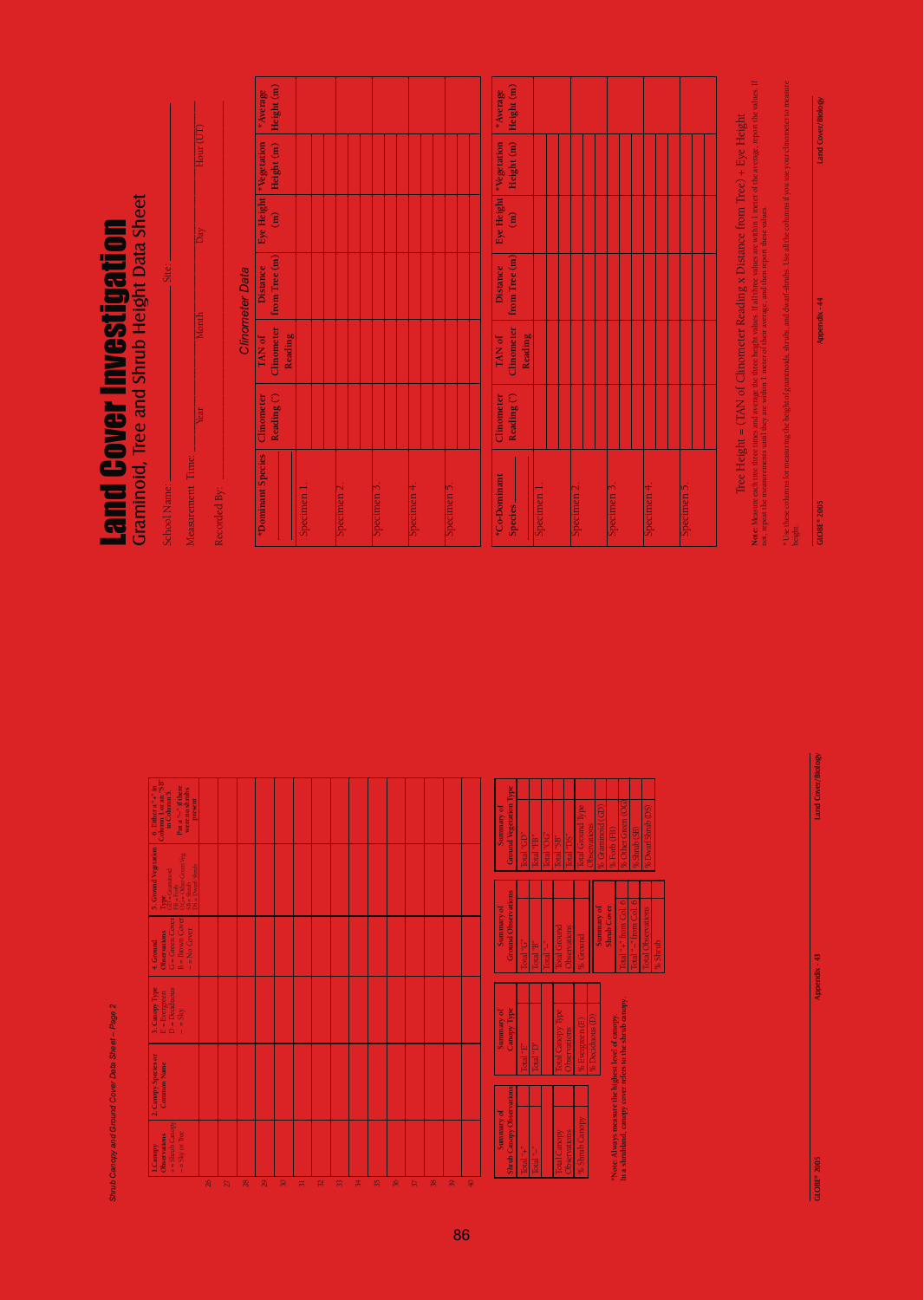*Shrub Canopy and Ground Cover Data Sheet – Page 2*

| | 1. Canopy Observations + = Shrub Canopy – = Sky or Tree | 2. Canopy Species or Common Name | 3. Canopy Type E = Evergreen D = Deciduous – = Sky | 4. Ground Observations G = Green Cover B = Brown Cover – = No Cover | 5. Ground Vegetation Type GD = Graminoid FB = Forb OG = Other Green Veg. SB = Shrub DS = Dwarf Shrub | 6. Either a "+" in Column 1 or an "SB" in Column 5. Put a "–" if there were no shrubs present |
|---|---|---|---|---|---|---|
| 26 | | | | | | |
| 27 | | | | | | |
| 28 | | | | | | |
| 29 | | | | | | |
| 30 | | | | | | |
| 31 | | | | | | |
| 32 | | | | | | |
| 33 | | | | | | |
| 34 | | | | | | |
| 35 | | | | | | |
| 36 | | | | | | |
| 37 | | | | | | |
| 38 | | | | | | |
| 39 | | | | | | |
| 40 | | | | | | |

| Summary of Shrub Canopy Observations | |
|---|---|
| Total "+" | |
| Total "–" | |
| Total Canopy Observations | |
| % Shrub Canopy | |

| Summary of Canopy Type | |
|---|---|
| Total "E" | |
| Total "D" | |
| Total Canopy Type Observations | |
| % Evergreen (E) | |
| % Deciduous (D) | |

| Summary of Ground Observations | |
|---|---|
| Total "G" | |
| Total "B" | |
| Total "–" | |
| Total Ground Observations | |
| % Ground | |

| Summary of Ground Vegetation Type | |
|---|---|
| Total "GD" | |
| Total "FB" | |
| Total "OG" | |
| Total "SB" | |
| Total "DS" | |
| Total Ground Type Observations | |
| % Graminoid (GD) | |
| % Forb (FB) | |
| % Other Green (OG) | |
| % Shrub (SB) | |
| % Dwarf Shrub (DS) | |

| Summary of Shrub Cover | |
|---|---|
| Total "+" from Col. 6 | |
| Total "–" from Col. 6 | |
| Total Observations | |
| % Shrub | |

**\*Note: Always measure the highest level of canopy. In a shrubland, canopy cover refers to the shrub canopy.**

# Land Cover Investigation

## Graminoid, Tree and Shrub Height Data Sheet

School Name: ____________________ Site: ____________________

Measurement Time: ________ Year ________ Month ________ Day ________ Hour (UT)

Recorded By: ____________________

*Clinometer Data*

| *Dominant Species ______ | Clinometer Reading (°) | TAN of Clinometer Reading | Distance from Tree (m) | Eye Height (m) | *Vegetation Height (m) | *Average Height (m) |
|---|---|---|---|---|---|---|
| Specimen 1. | | | | | | |
| | | | | | | |
| | | | | | | |
| Specimen 2. | | | | | | |
| | | | | | | |
| | | | | | | |
| Specimen 3. | | | | | | |
| | | | | | | |
| | | | | | | |
| Specimen 4. | | | | | | |
| | | | | | | |
| | | | | | | |
| Specimen 5. | | | | | | |
| | | | | | | |
| | | | | | | |

| *Co-Dominant Species ______ | Clinometer Reading (°) | TAN of Clinometer Reading | Distance from Tree (m) | Eye Height (m) | *Vegetation Height (m) | *Average Height (m) |
|---|---|---|---|---|---|---|
| Specimen 1. | | | | | | |
| | | | | | | |
| | | | | | | |
| Specimen 2. | | | | | | |
| | | | | | | |
| | | | | | | |
| Specimen 3. | | | | | | |
| | | | | | | |
| | | | | | | |
| Specimen 4. | | | | | | |
| | | | | | | |
| | | | | | | |
| Specimen 5. | | | | | | |
| | | | | | | |
| | | | | | | |

Tree Height = (TAN of Clinometer Reading x Distance from Tree) + Eye Height

**Note:** Measure each tree three times and average the three height values. If all three values are within 1 meter of the average, report the values. If not, repeat the measurements until they are within 1 meter of their average, and then report these values.

\*Use these columns for measuring the height of graminoids, shrubs, and dwarf-shrubs. Use all the columns if you use your clinometer to measure height.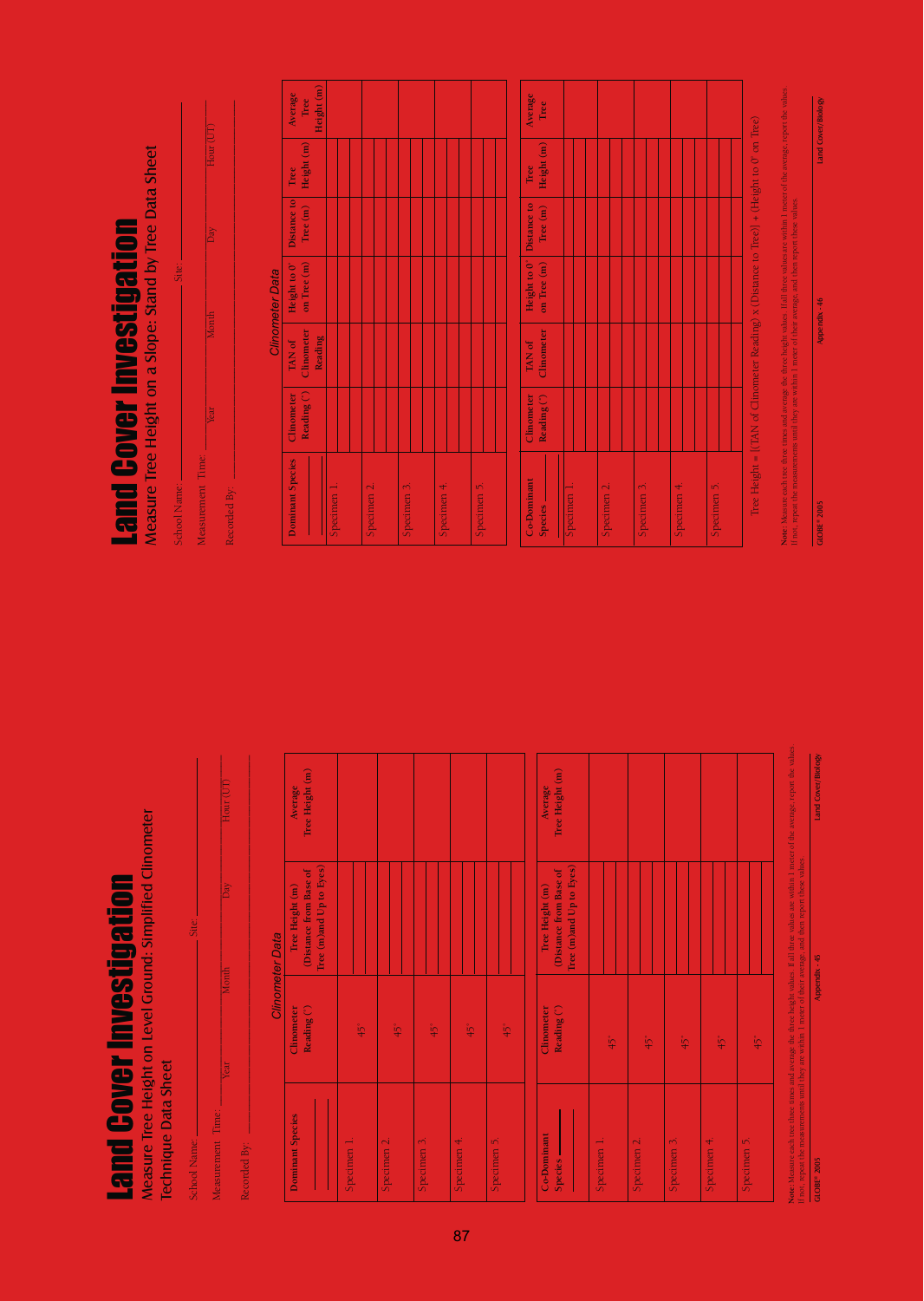# Land Cover Investigation

## Measure Tree Height on Level Ground: Simplified Clinometer Technique Data Sheet

School Name: ____________________ Site: ____________________

Measurement Time: ______ Year ______ Month ______ Day ______ Hour (UT)

Recorded By: ____________________

*Clinometer Data*

| Dominant Species ________ | Clinometer Reading (˚) | Tree Height (m) (Distance from Base of Tree (m)and Up to Eyes) | | | Average Tree Height (m) |
|---|---|---|---|---|---|
| Specimen 1. | 45˚ | | | | |
| Specimen 2. | 45˚ | | | | |
| Specimen 3. | 45˚ | | | | |
| Specimen 4. | 45˚ | | | | |
| Specimen 5. | 45˚ | | | | |

| Co-Dominant Species ________ | Clinometer Reading (˚) | Tree Height (m) (Distance from Base of Tree (m)and Up to Eyes) | | | Average Tree Height (m) |
|---|---|---|---|---|---|
| Specimen 1. | 45˚ | | | | |
| Specimen 2. | 45˚ | | | | |
| Specimen 3. | 45˚ | | | | |
| Specimen 4. | 45˚ | | | | |
| Specimen 5. | 45˚ | | | | |

**Note**: Measure each tree three times and average the three height values. If all three values are within 1 meter of the average, report the values. If not, repeat the measurements until they are within 1 meter of their average, and then report these values.

# Land Cover Investigation

## Measure Tree Height on a Slope: Stand by Tree Data Sheet

School Name: ____________________ Site: ____________________

Measurement Time: ______ Year ______ Month ______ Day ______ Hour (UT)

Recorded By: ____________________

*Clinometer Data*

| Dominant Species ________ | Clinometer Reading (˚) | TAN of Clinometer Reading | Height to 0˚ on Tree (m) | Distance to Tree (m) | Tree Height (m) | | | Average Tree Height (m) |
|---|---|---|---|---|---|---|---|---|
| Specimen 1. | | | | | | | | |
| Specimen 2. | | | | | | | | |
| Specimen 3. | | | | | | | | |
| Specimen 4. | | | | | | | | |
| Specimen 5. | | | | | | | | |

| Co-Dominant Species ________ | Clinometer Reading (˚) | TAN of Clinometer | Height to 0˚ on Tree (m) | Distance to Tree (m) | Tree Height (m) | | | Average Tree |
|---|---|---|---|---|---|---|---|---|
| Specimen 1. | | | | | | | | |
| Specimen 2. | | | | | | | | |
| Specimen 3. | | | | | | | | |
| Specimen 4. | | | | | | | | |
| Specimen 5. | | | | | | | | |

Tree Height = [(TAN of Clinometer Reading) x (Distance to Tree)] + (Height to 0˚ on Tree)

**Note**: Measure each tree three times and average the three height values. If all three values are within 1 meter of the average, report the values. If not, repeat the measurements until they are within 1 meter of their average, and then report these values.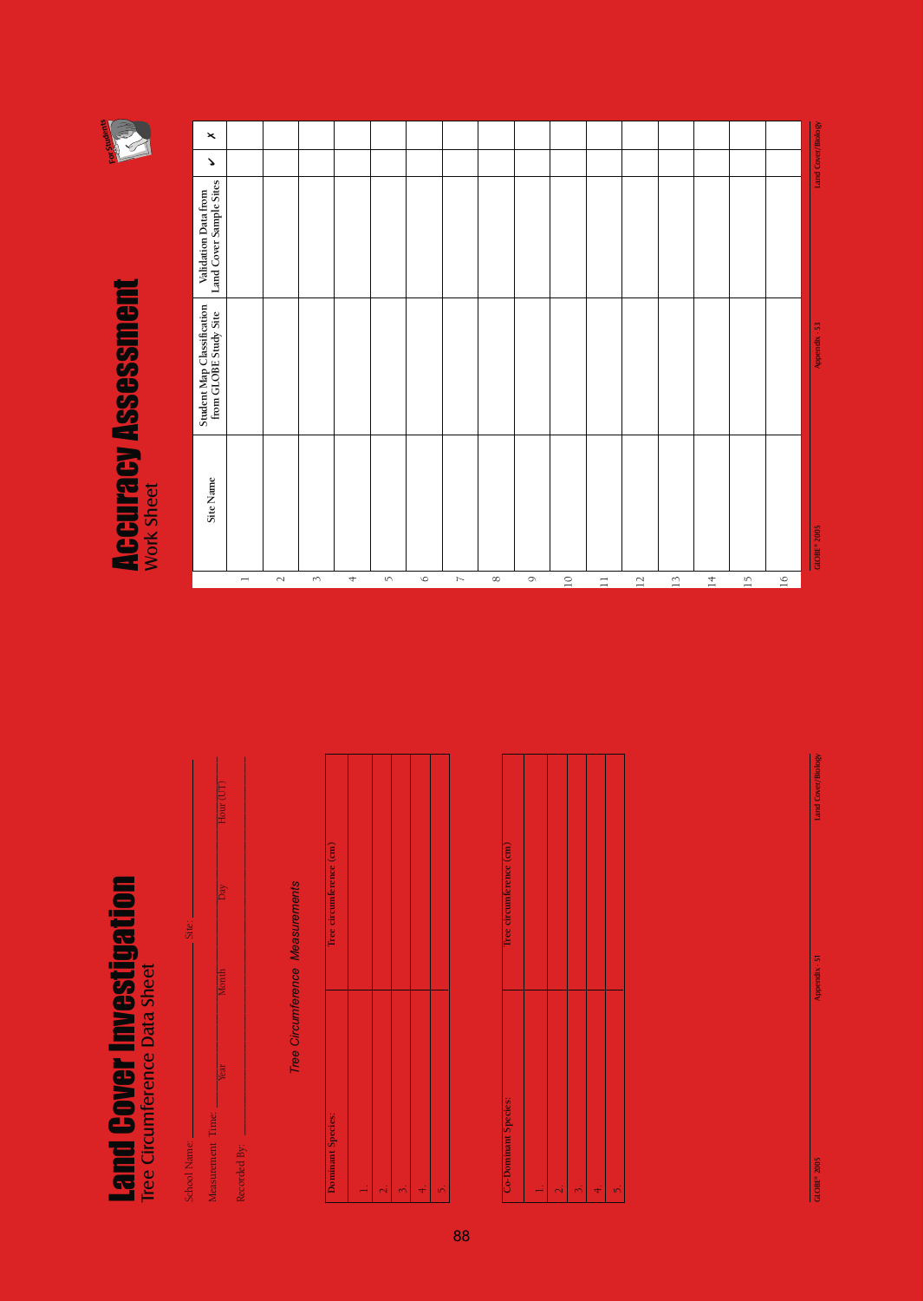# Land Cover Investigation

## Tree Circumference Data Sheet

School Name: ______________________ Site: ______________________

Measurement Time: ______ Year ______ Month ______ Day ______ Hour (UT)

Recorded By: ______________________

### *Tree Circumference Measurements*

| Dominant Species: | Tree circumference (cm) |
|---|---|
| 1. | |
| 2. | |
| 3. | |
| 4. | |
| 5. | |

| Co-Dominant Species: | Tree circumference (cm) |
|---|---|
| 1. | |
| 2. | |
| 3. | |
| 4. | |
| 5. | |

# Accuracy Assessment

## Work Sheet

For Students

| | Site Name | Student Map Classification from GLOBE Study Site | Validation Data from Land Cover Sample Sites | ✓ | ✗ |
|---|---|---|---|---|---|
| 1 | | | | | |
| 2 | | | | | |
| 3 | | | | | |
| 4 | | | | | |
| 5 | | | | | |
| 6 | | | | | |
| 7 | | | | | |
| 8 | | | | | |
| 9 | | | | | |
| 10 | | | | | |
| 11 | | | | | |
| 12 | | | | | |
| 13 | | | | | |
| 14 | | | | | |
| 15 | | | | | |
| 16 | | | | | |